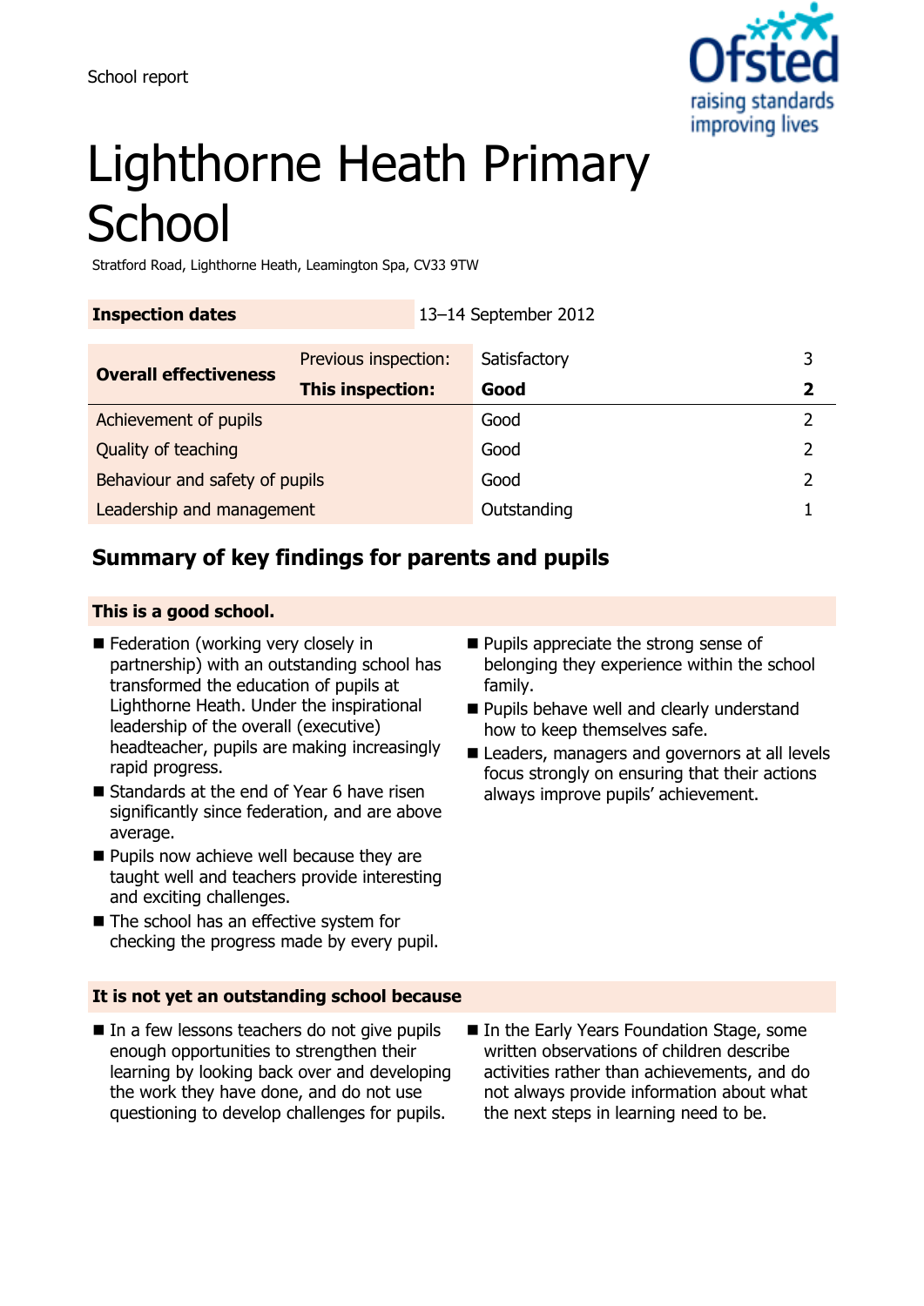School report

# Lighthorne Heath Primary School

Stratford Road, Lighthorne Heath, Leamington Spa, CV33 9TW

| Inspection dates | 13–14 September 2012 |
|---|---|

| Overall effectiveness | | | |
|---|---|---|---|
| | Previous inspection: | Satisfactory | 3 |
| | **This inspection:** | **Good** | **2** |
| Achievement of pupils | | Good | 2 |
| Quality of teaching | | Good | 2 |
| Behaviour and safety of pupils | | Good | 2 |
| Leadership and management | | Outstanding | 1 |

## Summary of key findings for parents and pupils

### This is a good school.

- Federation (working very closely in partnership) with an outstanding school has transformed the education of pupils at Lighthorne Heath. Under the inspirational leadership of the overall (executive) headteacher, pupils are making increasingly rapid progress.
- Standards at the end of Year 6 have risen significantly since federation, and are above average.
- Pupils now achieve well because they are taught well and teachers provide interesting and exciting challenges.
- The school has an effective system for checking the progress made by every pupil.
- Pupils appreciate the strong sense of belonging they experience within the school family.
- Pupils behave well and clearly understand how to keep themselves safe.
- Leaders, managers and governors at all levels focus strongly on ensuring that their actions always improve pupils' achievement.

### It is not yet an outstanding school because

- In a few lessons teachers do not give pupils enough opportunities to strengthen their learning by looking back over and developing the work they have done, and do not use questioning to develop challenges for pupils.
- In the Early Years Foundation Stage, some written observations of children describe activities rather than achievements, and do not always provide information about what the next steps in learning need to be.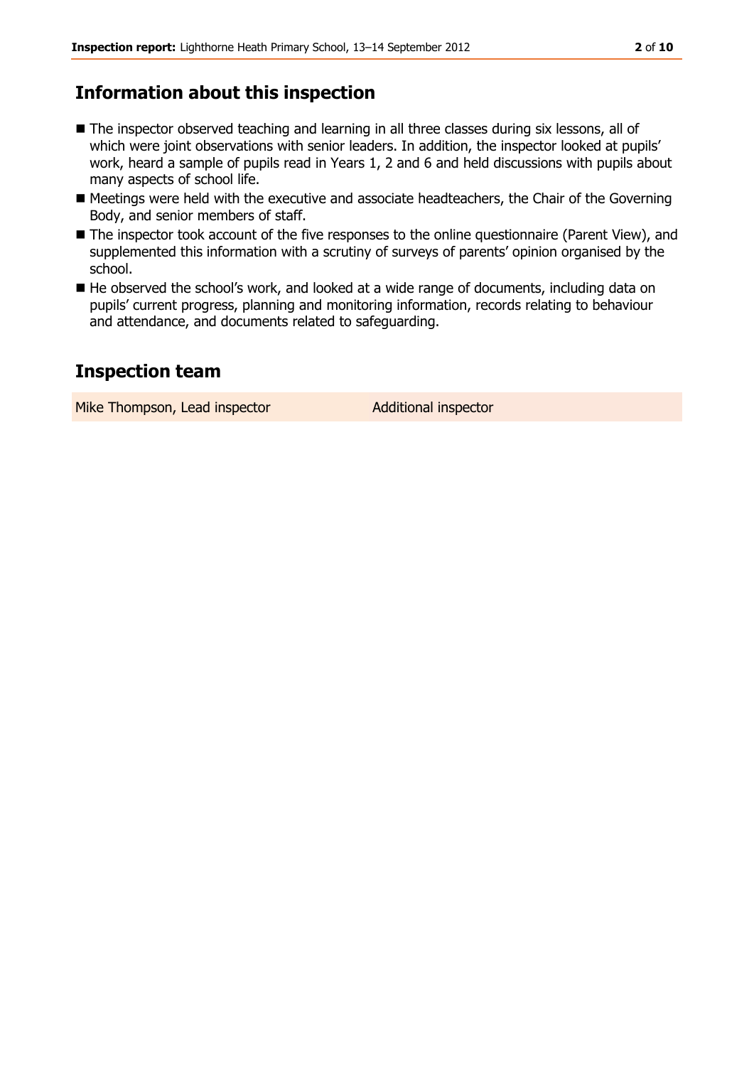## Information about this inspection

- The inspector observed teaching and learning in all three classes during six lessons, all of which were joint observations with senior leaders. In addition, the inspector looked at pupils' work, heard a sample of pupils read in Years 1, 2 and 6 and held discussions with pupils about many aspects of school life.
- Meetings were held with the executive and associate headteachers, the Chair of the Governing Body, and senior members of staff.
- The inspector took account of the five responses to the online questionnaire (Parent View), and supplemented this information with a scrutiny of surveys of parents' opinion organised by the school.
- He observed the school's work, and looked at a wide range of documents, including data on pupils' current progress, planning and monitoring information, records relating to behaviour and attendance, and documents related to safeguarding.

## Inspection team

| Mike Thompson, Lead inspector | Additional inspector |
|---|---|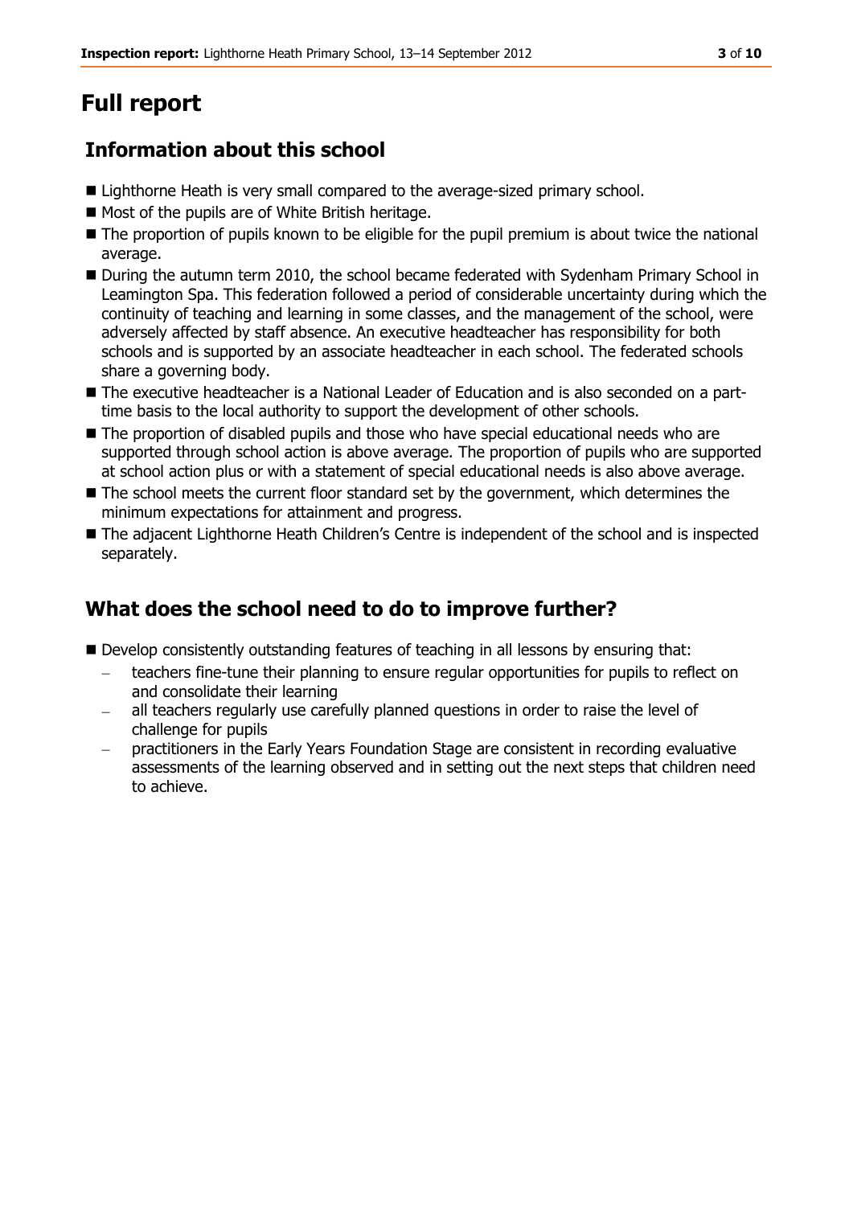# Full report

## Information about this school

- Lighthorne Heath is very small compared to the average-sized primary school.
- Most of the pupils are of White British heritage.
- The proportion of pupils known to be eligible for the pupil premium is about twice the national average.
- During the autumn term 2010, the school became federated with Sydenham Primary School in Leamington Spa. This federation followed a period of considerable uncertainty during which the continuity of teaching and learning in some classes, and the management of the school, were adversely affected by staff absence. An executive headteacher has responsibility for both schools and is supported by an associate headteacher in each school. The federated schools share a governing body.
- The executive headteacher is a National Leader of Education and is also seconded on a part-time basis to the local authority to support the development of other schools.
- The proportion of disabled pupils and those who have special educational needs who are supported through school action is above average. The proportion of pupils who are supported at school action plus or with a statement of special educational needs is also above average.
- The school meets the current floor standard set by the government, which determines the minimum expectations for attainment and progress.
- The adjacent Lighthorne Heath Children's Centre is independent of the school and is inspected separately.

## What does the school need to do to improve further?

- Develop consistently outstanding features of teaching in all lessons by ensuring that:
  - teachers fine-tune their planning to ensure regular opportunities for pupils to reflect on and consolidate their learning
  - all teachers regularly use carefully planned questions in order to raise the level of challenge for pupils
  - practitioners in the Early Years Foundation Stage are consistent in recording evaluative assessments of the learning observed and in setting out the next steps that children need to achieve.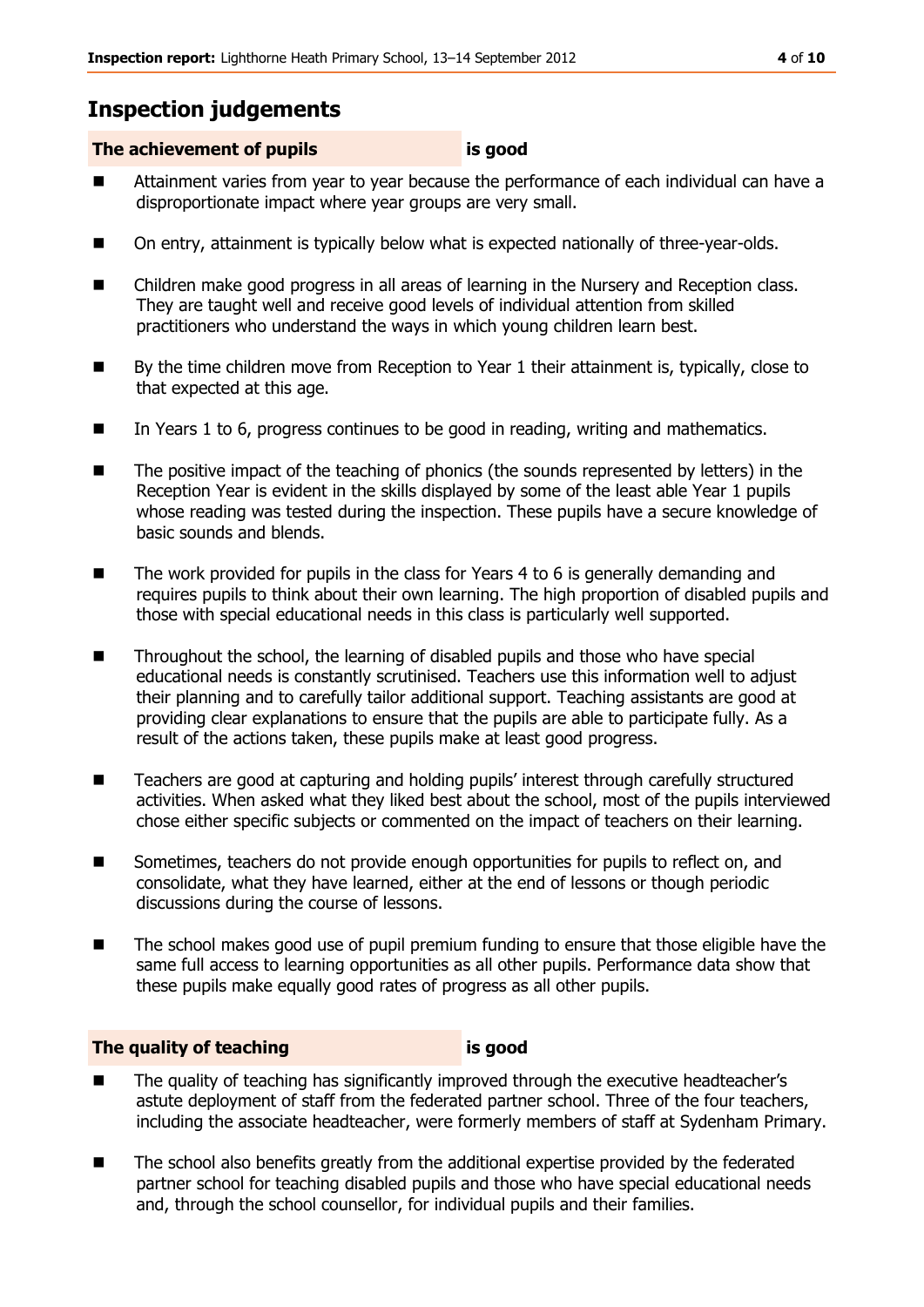## Inspection judgements

| The achievement of pupils | is good |
|---|---|

- Attainment varies from year to year because the performance of each individual can have a disproportionate impact where year groups are very small.
- On entry, attainment is typically below what is expected nationally of three-year-olds.
- Children make good progress in all areas of learning in the Nursery and Reception class. They are taught well and receive good levels of individual attention from skilled practitioners who understand the ways in which young children learn best.
- By the time children move from Reception to Year 1 their attainment is, typically, close to that expected at this age.
- In Years 1 to 6, progress continues to be good in reading, writing and mathematics.
- The positive impact of the teaching of phonics (the sounds represented by letters) in the Reception Year is evident in the skills displayed by some of the least able Year 1 pupils whose reading was tested during the inspection. These pupils have a secure knowledge of basic sounds and blends.
- The work provided for pupils in the class for Years 4 to 6 is generally demanding and requires pupils to think about their own learning. The high proportion of disabled pupils and those with special educational needs in this class is particularly well supported.
- Throughout the school, the learning of disabled pupils and those who have special educational needs is constantly scrutinised. Teachers use this information well to adjust their planning and to carefully tailor additional support. Teaching assistants are good at providing clear explanations to ensure that the pupils are able to participate fully. As a result of the actions taken, these pupils make at least good progress.
- Teachers are good at capturing and holding pupils' interest through carefully structured activities. When asked what they liked best about the school, most of the pupils interviewed chose either specific subjects or commented on the impact of teachers on their learning.
- Sometimes, teachers do not provide enough opportunities for pupils to reflect on, and consolidate, what they have learned, either at the end of lessons or though periodic discussions during the course of lessons.
- The school makes good use of pupil premium funding to ensure that those eligible have the same full access to learning opportunities as all other pupils. Performance data show that these pupils make equally good rates of progress as all other pupils.

| The quality of teaching | is good |
|---|---|

- The quality of teaching has significantly improved through the executive headteacher's astute deployment of staff from the federated partner school. Three of the four teachers, including the associate headteacher, were formerly members of staff at Sydenham Primary.
- The school also benefits greatly from the additional expertise provided by the federated partner school for teaching disabled pupils and those who have special educational needs and, through the school counsellor, for individual pupils and their families.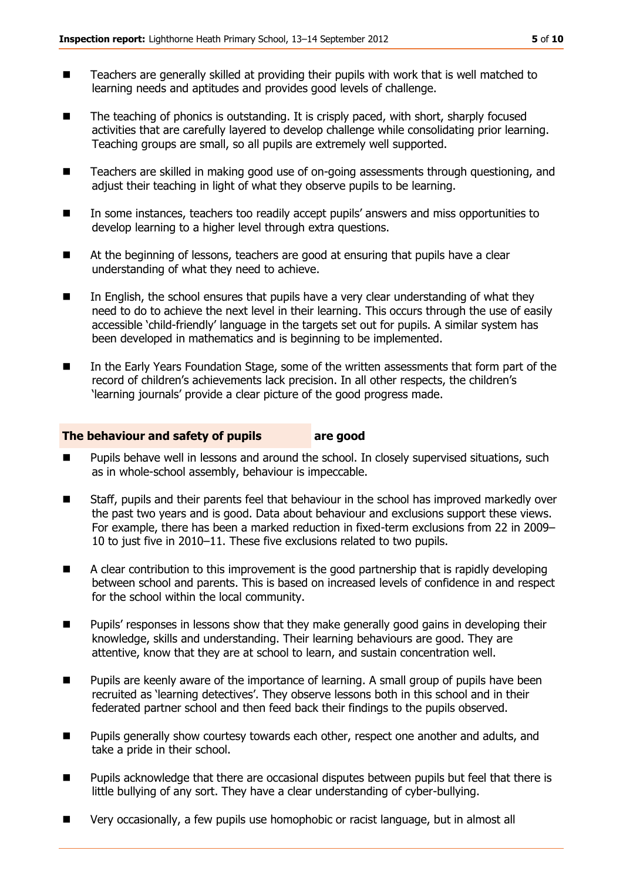- Teachers are generally skilled at providing their pupils with work that is well matched to learning needs and aptitudes and provides good levels of challenge.
- The teaching of phonics is outstanding. It is crisply paced, with short, sharply focused activities that are carefully layered to develop challenge while consolidating prior learning. Teaching groups are small, so all pupils are extremely well supported.
- Teachers are skilled in making good use of on-going assessments through questioning, and adjust their teaching in light of what they observe pupils to be learning.
- In some instances, teachers too readily accept pupils' answers and miss opportunities to develop learning to a higher level through extra questions.
- At the beginning of lessons, teachers are good at ensuring that pupils have a clear understanding of what they need to achieve.
- In English, the school ensures that pupils have a very clear understanding of what they need to do to achieve the next level in their learning. This occurs through the use of easily accessible 'child-friendly' language in the targets set out for pupils. A similar system has been developed in mathematics and is beginning to be implemented.
- In the Early Years Foundation Stage, some of the written assessments that form part of the record of children's achievements lack precision. In all other respects, the children's 'learning journals' provide a clear picture of the good progress made.

**The behaviour and safety of pupils are good**

- Pupils behave well in lessons and around the school. In closely supervised situations, such as in whole-school assembly, behaviour is impeccable.
- Staff, pupils and their parents feel that behaviour in the school has improved markedly over the past two years and is good. Data about behaviour and exclusions support these views. For example, there has been a marked reduction in fixed-term exclusions from 22 in 2009–10 to just five in 2010–11. These five exclusions related to two pupils.
- A clear contribution to this improvement is the good partnership that is rapidly developing between school and parents. This is based on increased levels of confidence in and respect for the school within the local community.
- Pupils' responses in lessons show that they make generally good gains in developing their knowledge, skills and understanding. Their learning behaviours are good. They are attentive, know that they are at school to learn, and sustain concentration well.
- Pupils are keenly aware of the importance of learning. A small group of pupils have been recruited as 'learning detectives'. They observe lessons both in this school and in their federated partner school and then feed back their findings to the pupils observed.
- Pupils generally show courtesy towards each other, respect one another and adults, and take a pride in their school.
- Pupils acknowledge that there are occasional disputes between pupils but feel that there is little bullying of any sort. They have a clear understanding of cyber-bullying.
- Very occasionally, a few pupils use homophobic or racist language, but in almost all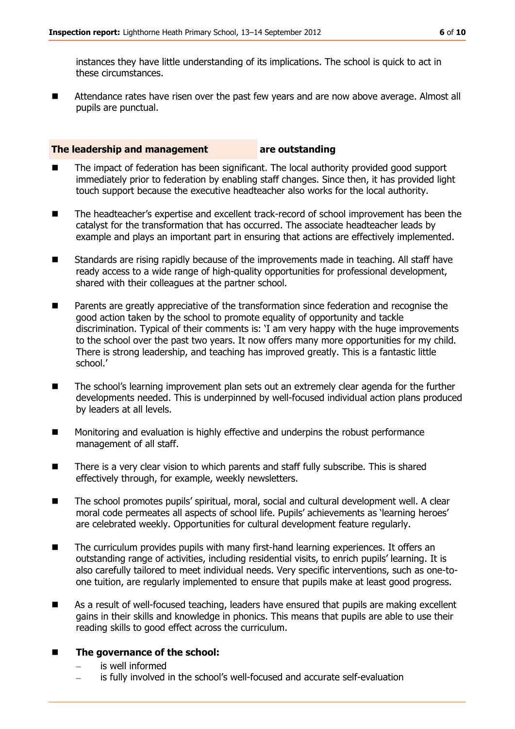instances they have little understanding of its implications. The school is quick to act in these circumstances.

- Attendance rates have risen over the past few years and are now above average. Almost all pupils are punctual.

**The leadership and management are outstanding**

- The impact of federation has been significant. The local authority provided good support immediately prior to federation by enabling staff changes. Since then, it has provided light touch support because the executive headteacher also works for the local authority.
- The headteacher's expertise and excellent track-record of school improvement has been the catalyst for the transformation that has occurred. The associate headteacher leads by example and plays an important part in ensuring that actions are effectively implemented.
- Standards are rising rapidly because of the improvements made in teaching. All staff have ready access to a wide range of high-quality opportunities for professional development, shared with their colleagues at the partner school.
- Parents are greatly appreciative of the transformation since federation and recognise the good action taken by the school to promote equality of opportunity and tackle discrimination. Typical of their comments is: 'I am very happy with the huge improvements to the school over the past two years. It now offers many more opportunities for my child. There is strong leadership, and teaching has improved greatly. This is a fantastic little school.'
- The school's learning improvement plan sets out an extremely clear agenda for the further developments needed. This is underpinned by well-focused individual action plans produced by leaders at all levels.
- Monitoring and evaluation is highly effective and underpins the robust performance management of all staff.
- There is a very clear vision to which parents and staff fully subscribe. This is shared effectively through, for example, weekly newsletters.
- The school promotes pupils' spiritual, moral, social and cultural development well. A clear moral code permeates all aspects of school life. Pupils' achievements as 'learning heroes' are celebrated weekly. Opportunities for cultural development feature regularly.
- The curriculum provides pupils with many first-hand learning experiences. It offers an outstanding range of activities, including residential visits, to enrich pupils' learning. It is also carefully tailored to meet individual needs. Very specific interventions, such as one-to-one tuition, are regularly implemented to ensure that pupils make at least good progress.
- As a result of well-focused teaching, leaders have ensured that pupils are making excellent gains in their skills and knowledge in phonics. This means that pupils are able to use their reading skills to good effect across the curriculum.
- **The governance of the school:**
  - is well informed
  - is fully involved in the school's well-focused and accurate self-evaluation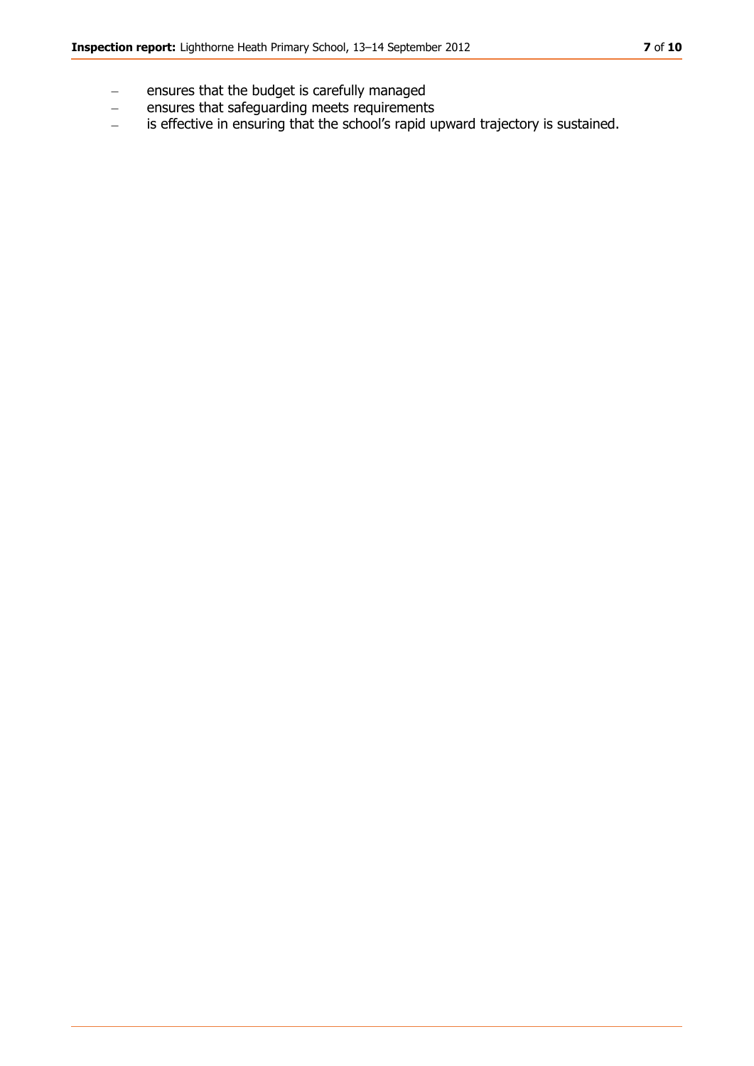- ensures that the budget is carefully managed
- ensures that safeguarding meets requirements
- is effective in ensuring that the school's rapid upward trajectory is sustained.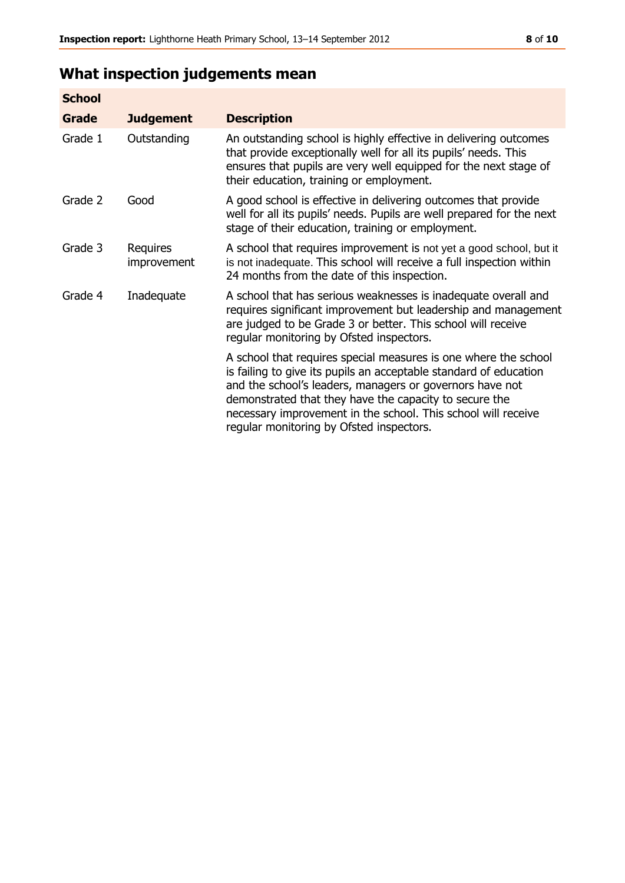## What inspection judgements mean

| School | | |
|---|---|---|
| **Grade** | **Judgement** | **Description** |
| Grade 1 | Outstanding | An outstanding school is highly effective in delivering outcomes that provide exceptionally well for all its pupils' needs. This ensures that pupils are very well equipped for the next stage of their education, training or employment. |
| Grade 2 | Good | A good school is effective in delivering outcomes that provide well for all its pupils' needs. Pupils are well prepared for the next stage of their education, training or employment. |
| Grade 3 | Requires improvement | A school that requires improvement is not yet a good school, but it is not inadequate. This school will receive a full inspection within 24 months from the date of this inspection. |
| Grade 4 | Inadequate | A school that has serious weaknesses is inadequate overall and requires significant improvement but leadership and management are judged to be Grade 3 or better. This school will receive regular monitoring by Ofsted inspectors. |
| | | A school that requires special measures is one where the school is failing to give its pupils an acceptable standard of education and the school's leaders, managers or governors have not demonstrated that they have the capacity to secure the necessary improvement in the school. This school will receive regular monitoring by Ofsted inspectors. |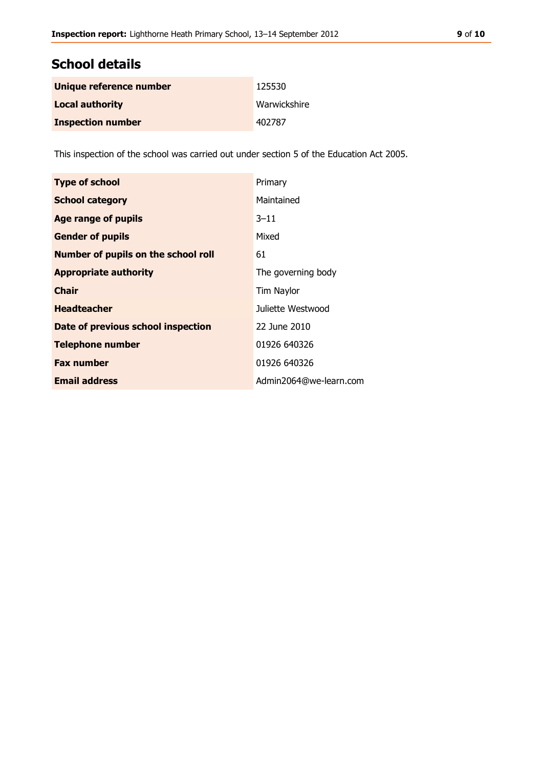## School details

| | |
|---|---|
| **Unique reference number** | 125530 |
| **Local authority** | Warwickshire |
| **Inspection number** | 402787 |

This inspection of the school was carried out under section 5 of the Education Act 2005.

| | |
|---|---|
| **Type of school** | Primary |
| **School category** | Maintained |
| **Age range of pupils** | 3–11 |
| **Gender of pupils** | Mixed |
| **Number of pupils on the school roll** | 61 |
| **Appropriate authority** | The governing body |
| **Chair** | Tim Naylor |
| **Headteacher** | Juliette Westwood |
| **Date of previous school inspection** | 22 June 2010 |
| **Telephone number** | 01926 640326 |
| **Fax number** | 01926 640326 |
| **Email address** | Admin2064@we-learn.com |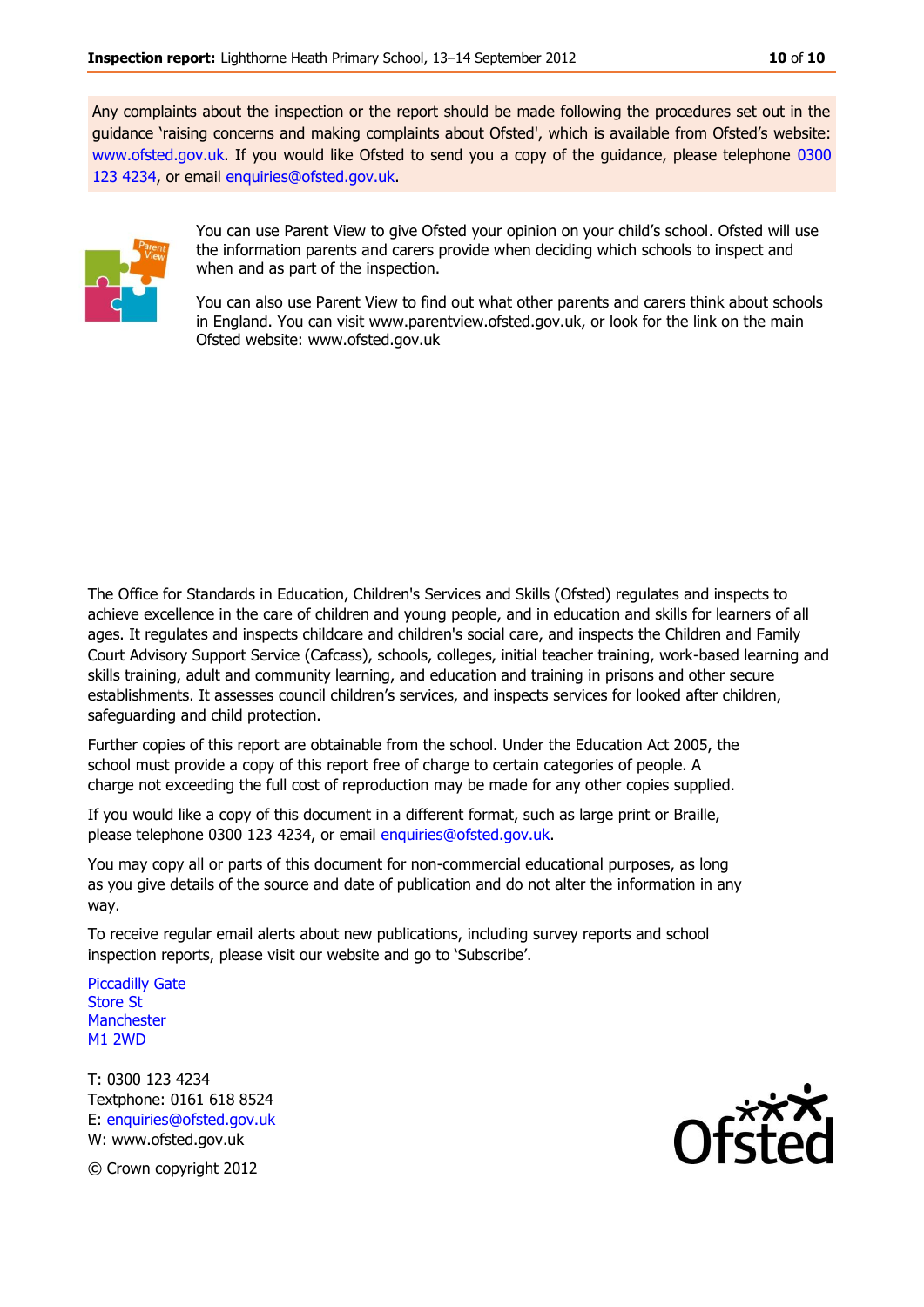Any complaints about the inspection or the report should be made following the procedures set out in the guidance 'raising concerns and making complaints about Ofsted', which is available from Ofsted's website: www.ofsted.gov.uk. If you would like Ofsted to send you a copy of the guidance, please telephone 0300 123 4234, or email enquiries@ofsted.gov.uk.

You can use Parent View to give Ofsted your opinion on your child's school. Ofsted will use the information parents and carers provide when deciding which schools to inspect and when and as part of the inspection.

You can also use Parent View to find out what other parents and carers think about schools in England. You can visit www.parentview.ofsted.gov.uk, or look for the link on the main Ofsted website: www.ofsted.gov.uk

The Office for Standards in Education, Children's Services and Skills (Ofsted) regulates and inspects to achieve excellence in the care of children and young people, and in education and skills for learners of all ages. It regulates and inspects childcare and children's social care, and inspects the Children and Family Court Advisory Support Service (Cafcass), schools, colleges, initial teacher training, work-based learning and skills training, adult and community learning, and education and training in prisons and other secure establishments. It assesses council children's services, and inspects services for looked after children, safeguarding and child protection.

Further copies of this report are obtainable from the school. Under the Education Act 2005, the school must provide a copy of this report free of charge to certain categories of people. A charge not exceeding the full cost of reproduction may be made for any other copies supplied.

If you would like a copy of this document in a different format, such as large print or Braille, please telephone 0300 123 4234, or email enquiries@ofsted.gov.uk.

You may copy all or parts of this document for non-commercial educational purposes, as long as you give details of the source and date of publication and do not alter the information in any way.

To receive regular email alerts about new publications, including survey reports and school inspection reports, please visit our website and go to 'Subscribe'.

Piccadilly Gate
Store St
Manchester
M1 2WD

T: 0300 123 4234
Textphone: 0161 618 8524
E: enquiries@ofsted.gov.uk
W: www.ofsted.gov.uk

© Crown copyright 2012